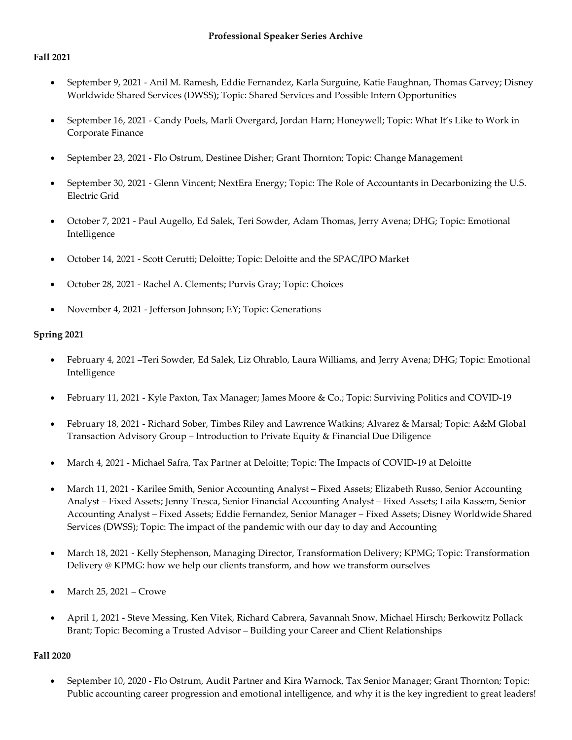# Professional Speaker Series Archive

## Fall 2021

- September 9, 2021 - Anil M. Ramesh, Eddie Fernandez, Karla Surguine, Katie Faughnan, Thomas Garvey; Disney Worldwide Shared Services (DWSS); Topic: Shared Services and Possible Intern Opportunities
- September 16, 2021 - Candy Poels, Marli Overgard, Jordan Harn; Honeywell; Topic: What It's Like to Work in Corporate Finance
- September 23, 2021 - Flo Ostrum, Destinee Disher; Grant Thornton; Topic: Change Management
- September 30, 2021 - Glenn Vincent; NextEra Energy; Topic: The Role of Accountants in Decarbonizing the U.S. Electric Grid
- October 7, 2021 - Paul Augello, Ed Salek, Teri Sowder, Adam Thomas, Jerry Avena; DHG; Topic: Emotional Intelligence
- October 14, 2021 - Scott Cerutti; Deloitte; Topic: Deloitte and the SPAC/IPO Market
- October 28, 2021 - Rachel A. Clements; Purvis Gray; Topic: Choices
- November 4, 2021 - Jefferson Johnson; EY; Topic: Generations

## Spring 2021

- February 4, 2021 –Teri Sowder, Ed Salek, Liz Ohrablo, Laura Williams, and Jerry Avena; DHG; Topic: Emotional Intelligence
- February 11, 2021 - Kyle Paxton, Tax Manager; James Moore & Co.; Topic: Surviving Politics and COVID-19
- February 18, 2021 - Richard Sober, Timbes Riley and Lawrence Watkins; Alvarez & Marsal; Topic: A&M Global Transaction Advisory Group – Introduction to Private Equity & Financial Due Diligence
- March 4, 2021 - Michael Safra, Tax Partner at Deloitte; Topic: The Impacts of COVID-19 at Deloitte
- March 11, 2021 - Karilee Smith, Senior Accounting Analyst – Fixed Assets; Elizabeth Russo, Senior Accounting Analyst – Fixed Assets; Jenny Tresca, Senior Financial Accounting Analyst – Fixed Assets; Laila Kassem, Senior Accounting Analyst – Fixed Assets; Eddie Fernandez, Senior Manager – Fixed Assets; Disney Worldwide Shared Services (DWSS); Topic: The impact of the pandemic with our day to day and Accounting
- March 18, 2021 - Kelly Stephenson, Managing Director, Transformation Delivery; KPMG; Topic: Transformation Delivery @ KPMG: how we help our clients transform, and how we transform ourselves
- March 25, 2021 – Crowe
- April 1, 2021 - Steve Messing, Ken Vitek, Richard Cabrera, Savannah Snow, Michael Hirsch; Berkowitz Pollack Brant; Topic: Becoming a Trusted Advisor – Building your Career and Client Relationships

## Fall 2020

- September 10, 2020 - Flo Ostrum, Audit Partner and Kira Warnock, Tax Senior Manager; Grant Thornton; Topic: Public accounting career progression and emotional intelligence, and why it is the key ingredient to great leaders!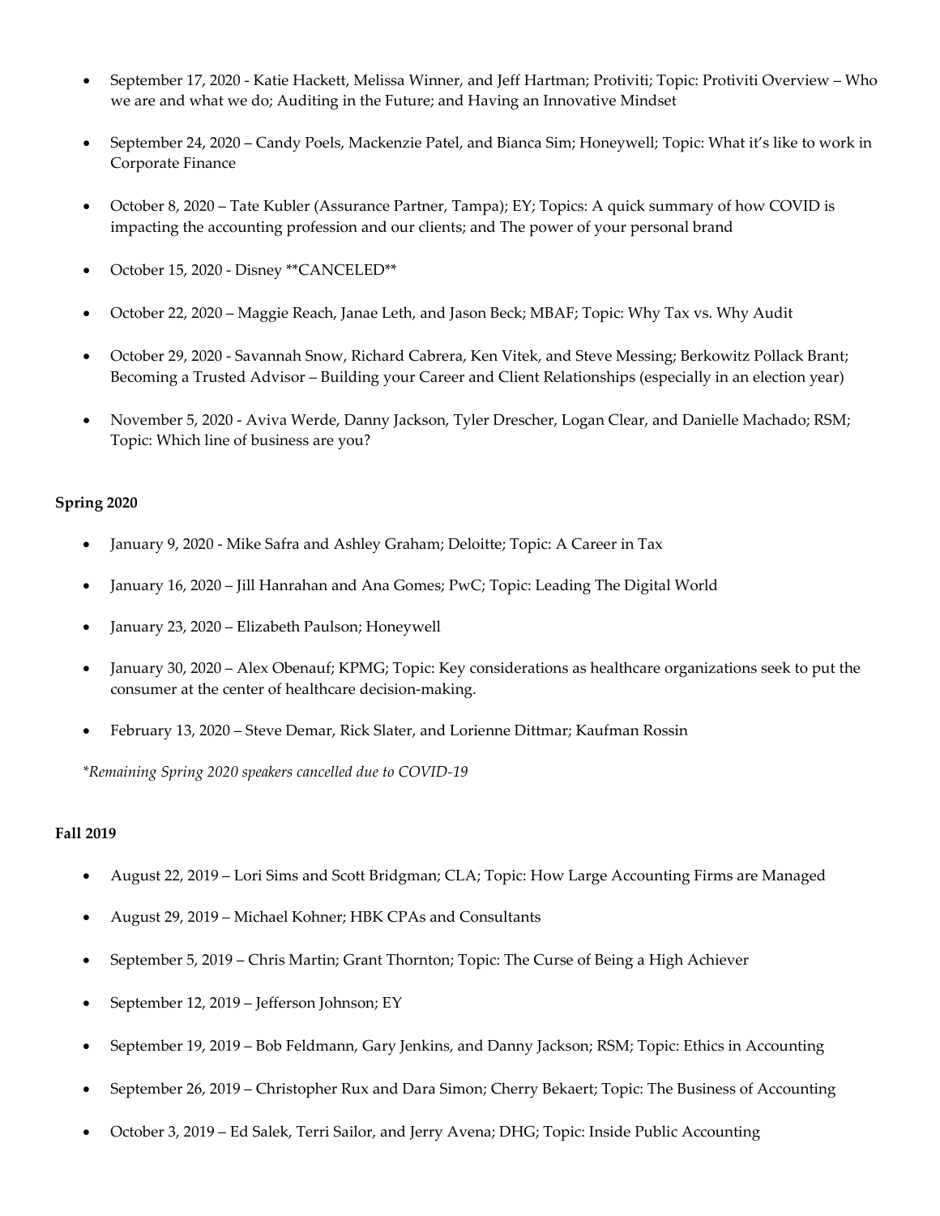- September 17, 2020 - Katie Hackett, Melissa Winner, and Jeff Hartman; Protiviti; Topic: Protiviti Overview – Who we are and what we do; Auditing in the Future; and Having an Innovative Mindset

- September 24, 2020 – Candy Poels, Mackenzie Patel, and Bianca Sim; Honeywell; Topic: What it's like to work in Corporate Finance

- October 8, 2020 – Tate Kubler (Assurance Partner, Tampa); EY; Topics: A quick summary of how COVID is impacting the accounting profession and our clients; and The power of your personal brand

- October 15, 2020 - Disney **CANCELED**

- October 22, 2020 – Maggie Reach, Janae Leth, and Jason Beck; MBAF; Topic: Why Tax vs. Why Audit

- October 29, 2020 - Savannah Snow, Richard Cabrera, Ken Vitek, and Steve Messing; Berkowitz Pollack Brant; Becoming a Trusted Advisor – Building your Career and Client Relationships (especially in an election year)

- November 5, 2020 - Aviva Werde, Danny Jackson, Tyler Drescher, Logan Clear, and Danielle Machado; RSM; Topic: Which line of business are you?

**Spring 2020**

- January 9, 2020 - Mike Safra and Ashley Graham; Deloitte; Topic: A Career in Tax

- January 16, 2020 – Jill Hanrahan and Ana Gomes; PwC; Topic: Leading The Digital World

- January 23, 2020 – Elizabeth Paulson; Honeywell

- January 30, 2020 – Alex Obenauf; KPMG; Topic: Key considerations as healthcare organizations seek to put the consumer at the center of healthcare decision-making.

- February 13, 2020 – Steve Demar, Rick Slater, and Lorienne Dittmar; Kaufman Rossin

*\*Remaining Spring 2020 speakers cancelled due to COVID-19*

**Fall 2019**

- August 22, 2019 – Lori Sims and Scott Bridgman; CLA; Topic: How Large Accounting Firms are Managed

- August 29, 2019 – Michael Kohner; HBK CPAs and Consultants

- September 5, 2019 – Chris Martin; Grant Thornton; Topic: The Curse of Being a High Achiever

- September 12, 2019 – Jefferson Johnson; EY

- September 19, 2019 – Bob Feldmann, Gary Jenkins, and Danny Jackson; RSM; Topic: Ethics in Accounting

- September 26, 2019 – Christopher Rux and Dara Simon; Cherry Bekaert; Topic: The Business of Accounting

- October 3, 2019 – Ed Salek, Terri Sailor, and Jerry Avena; DHG; Topic: Inside Public Accounting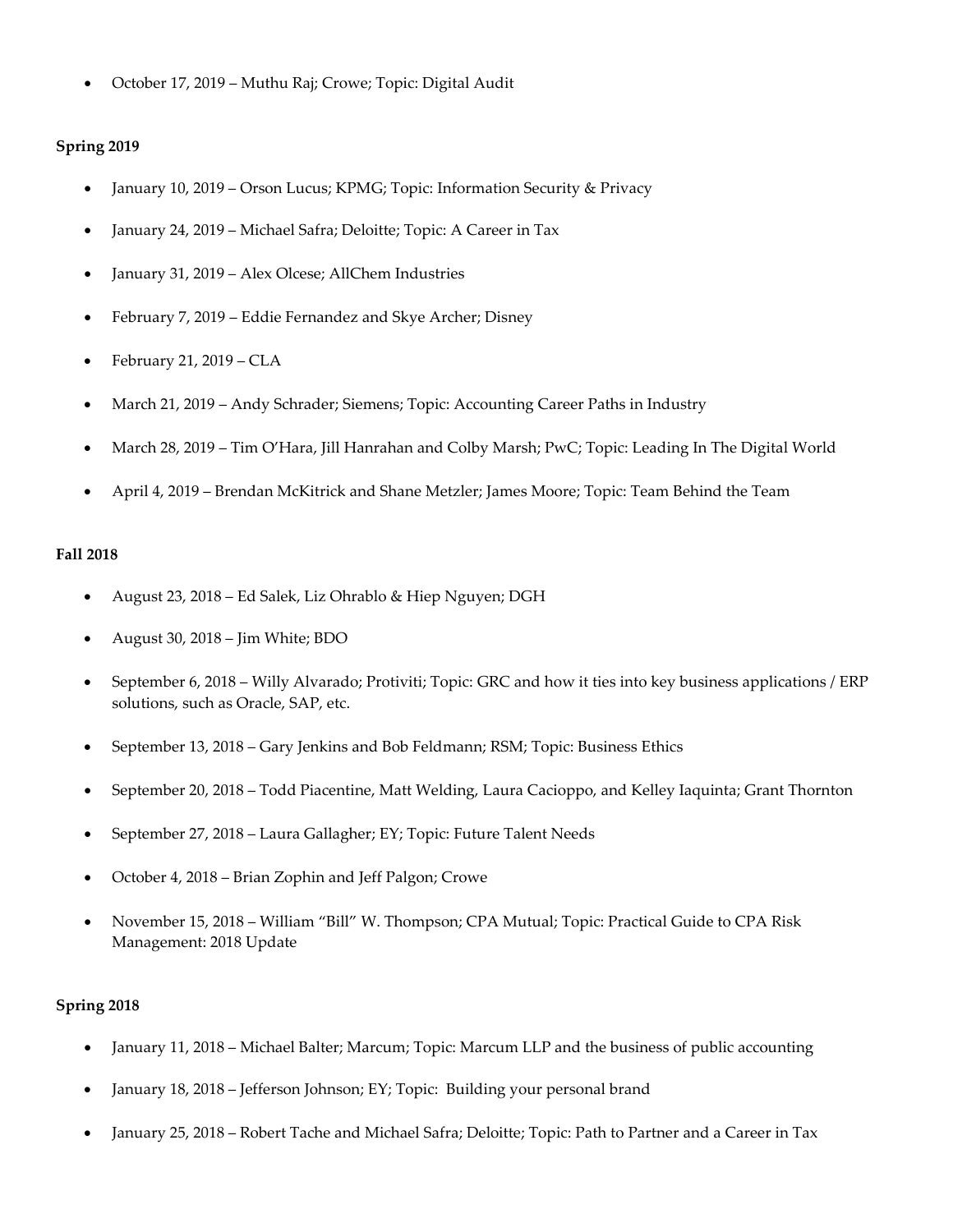- October 17, 2019 – Muthu Raj; Crowe; Topic: Digital Audit

**Spring 2019**

- January 10, 2019 – Orson Lucus; KPMG; Topic: Information Security & Privacy
- January 24, 2019 – Michael Safra; Deloitte; Topic: A Career in Tax
- January 31, 2019 – Alex Olcese; AllChem Industries
- February 7, 2019 – Eddie Fernandez and Skye Archer; Disney
- February 21, 2019 – CLA
- March 21, 2019 – Andy Schrader; Siemens; Topic: Accounting Career Paths in Industry
- March 28, 2019 – Tim O'Hara, Jill Hanrahan and Colby Marsh; PwC; Topic: Leading In The Digital World
- April 4, 2019 – Brendan McKitrick and Shane Metzler; James Moore; Topic: Team Behind the Team

**Fall 2018**

- August 23, 2018 – Ed Salek, Liz Ohrablo & Hiep Nguyen; DGH
- August 30, 2018 – Jim White; BDO
- September 6, 2018 – Willy Alvarado; Protiviti; Topic: GRC and how it ties into key business applications / ERP solutions, such as Oracle, SAP, etc.
- September 13, 2018 – Gary Jenkins and Bob Feldmann; RSM; Topic: Business Ethics
- September 20, 2018 – Todd Piacentine, Matt Welding, Laura Cacioppo, and Kelley Iaquinta; Grant Thornton
- September 27, 2018 – Laura Gallagher; EY; Topic: Future Talent Needs
- October 4, 2018 – Brian Zophin and Jeff Palgon; Crowe
- November 15, 2018 – William "Bill" W. Thompson; CPA Mutual; Topic: Practical Guide to CPA Risk Management: 2018 Update

**Spring 2018**

- January 11, 2018 – Michael Balter; Marcum; Topic: Marcum LLP and the business of public accounting
- January 18, 2018 – Jefferson Johnson; EY; Topic: Building your personal brand
- January 25, 2018 – Robert Tache and Michael Safra; Deloitte; Topic: Path to Partner and a Career in Tax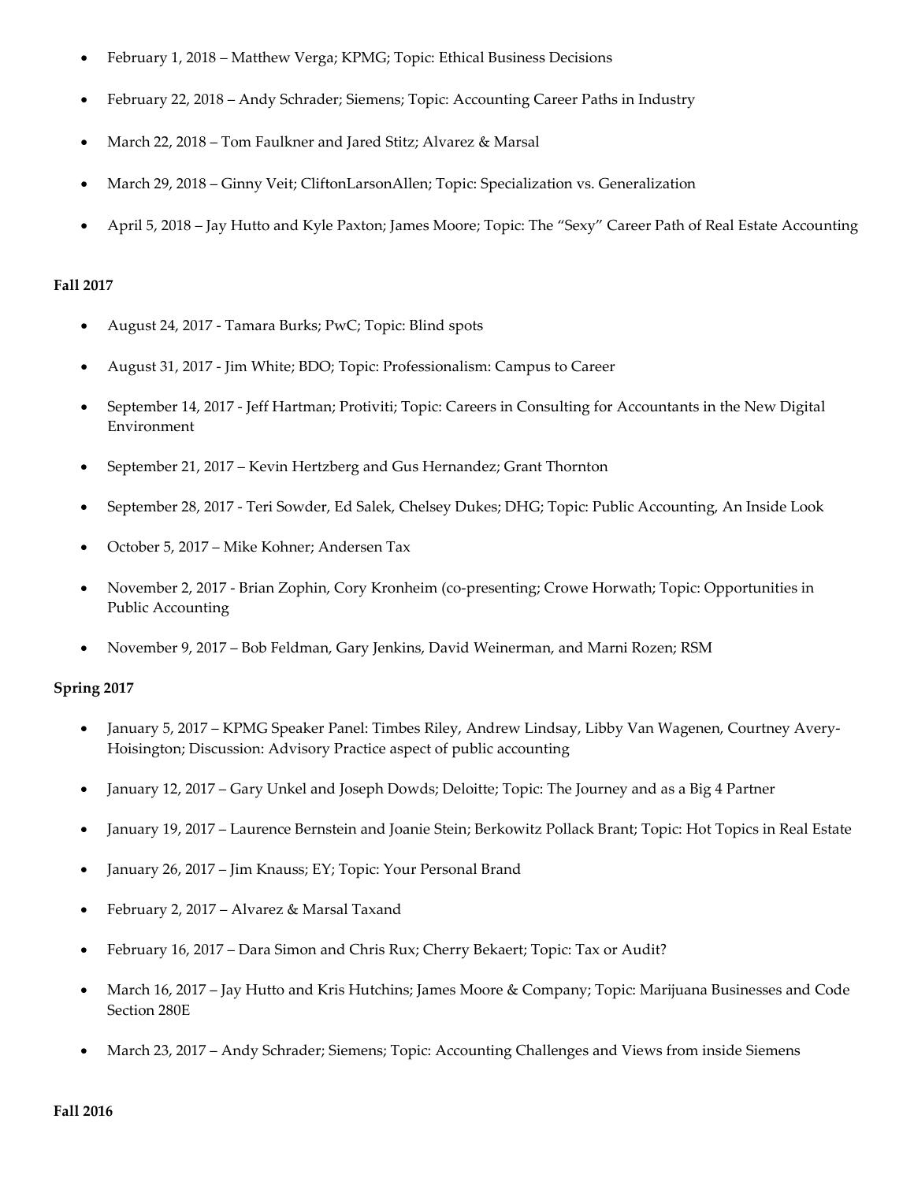- February 1, 2018 – Matthew Verga; KPMG; Topic: Ethical Business Decisions
- February 22, 2018 – Andy Schrader; Siemens; Topic: Accounting Career Paths in Industry
- March 22, 2018 – Tom Faulkner and Jared Stitz; Alvarez & Marsal
- March 29, 2018 – Ginny Veit; CliftonLarsonAllen; Topic: Specialization vs. Generalization
- April 5, 2018 – Jay Hutto and Kyle Paxton; James Moore; Topic: The "Sexy" Career Path of Real Estate Accounting

**Fall 2017**

- August 24, 2017 - Tamara Burks; PwC; Topic: Blind spots
- August 31, 2017 - Jim White; BDO; Topic: Professionalism: Campus to Career
- September 14, 2017 - Jeff Hartman; Protiviti; Topic: Careers in Consulting for Accountants in the New Digital Environment
- September 21, 2017 – Kevin Hertzberg and Gus Hernandez; Grant Thornton
- September 28, 2017 - Teri Sowder, Ed Salek, Chelsey Dukes; DHG; Topic: Public Accounting, An Inside Look
- October 5, 2017 – Mike Kohner; Andersen Tax
- November 2, 2017 - Brian Zophin, Cory Kronheim (co-presenting; Crowe Horwath; Topic: Opportunities in Public Accounting
- November 9, 2017 – Bob Feldman, Gary Jenkins, David Weinerman, and Marni Rozen; RSM

**Spring 2017**

- January 5, 2017 – KPMG Speaker Panel: Timbes Riley, Andrew Lindsay, Libby Van Wagenen, Courtney Avery-Hoisington; Discussion: Advisory Practice aspect of public accounting
- January 12, 2017 – Gary Unkel and Joseph Dowds; Deloitte; Topic: The Journey and as a Big 4 Partner
- January 19, 2017 – Laurence Bernstein and Joanie Stein; Berkowitz Pollack Brant; Topic: Hot Topics in Real Estate
- January 26, 2017 – Jim Knauss; EY; Topic: Your Personal Brand
- February 2, 2017 – Alvarez & Marsal Taxand
- February 16, 2017 – Dara Simon and Chris Rux; Cherry Bekaert; Topic: Tax or Audit?
- March 16, 2017 – Jay Hutto and Kris Hutchins; James Moore & Company; Topic: Marijuana Businesses and Code Section 280E
- March 23, 2017 – Andy Schrader; Siemens; Topic: Accounting Challenges and Views from inside Siemens

**Fall 2016**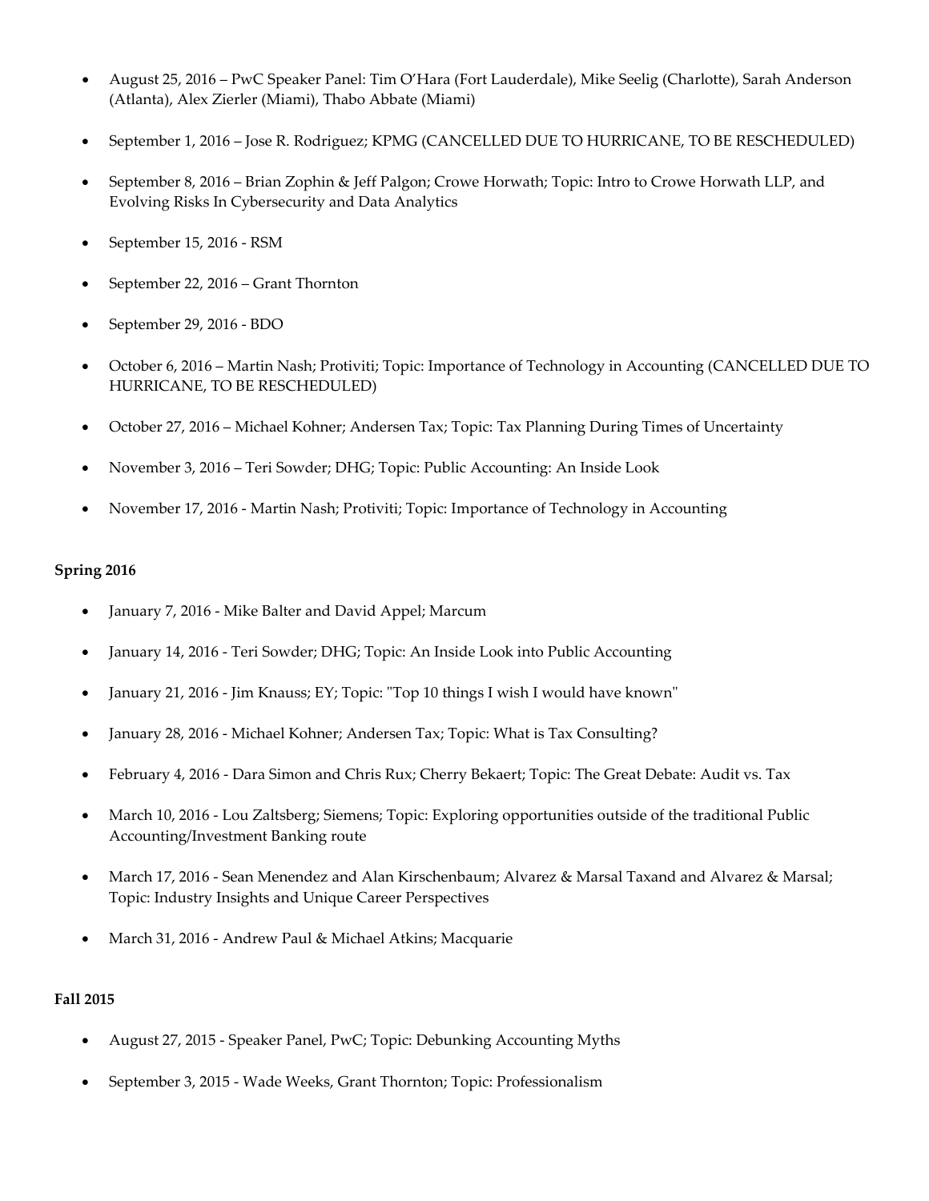- August 25, 2016 – PwC Speaker Panel: Tim O'Hara (Fort Lauderdale), Mike Seelig (Charlotte), Sarah Anderson (Atlanta), Alex Zierler (Miami), Thabo Abbate (Miami)
- September 1, 2016 – Jose R. Rodriguez; KPMG (CANCELLED DUE TO HURRICANE, TO BE RESCHEDULED)
- September 8, 2016 – Brian Zophin & Jeff Palgon; Crowe Horwath; Topic: Intro to Crowe Horwath LLP, and Evolving Risks In Cybersecurity and Data Analytics
- September 15, 2016 - RSM
- September 22, 2016 – Grant Thornton
- September 29, 2016 - BDO
- October 6, 2016 – Martin Nash; Protiviti; Topic: Importance of Technology in Accounting (CANCELLED DUE TO HURRICANE, TO BE RESCHEDULED)
- October 27, 2016 – Michael Kohner; Andersen Tax; Topic: Tax Planning During Times of Uncertainty
- November 3, 2016 – Teri Sowder; DHG; Topic: Public Accounting: An Inside Look
- November 17, 2016 - Martin Nash; Protiviti; Topic: Importance of Technology in Accounting

**Spring 2016**

- January 7, 2016 - Mike Balter and David Appel; Marcum
- January 14, 2016 - Teri Sowder; DHG; Topic: An Inside Look into Public Accounting
- January 21, 2016 - Jim Knauss; EY; Topic: "Top 10 things I wish I would have known"
- January 28, 2016 - Michael Kohner; Andersen Tax; Topic: What is Tax Consulting?
- February 4, 2016 - Dara Simon and Chris Rux; Cherry Bekaert; Topic: The Great Debate: Audit vs. Tax
- March 10, 2016 - Lou Zaltsberg; Siemens; Topic: Exploring opportunities outside of the traditional Public Accounting/Investment Banking route
- March 17, 2016 - Sean Menendez and Alan Kirschenbaum; Alvarez & Marsal Taxand and Alvarez & Marsal; Topic: Industry Insights and Unique Career Perspectives
- March 31, 2016 - Andrew Paul & Michael Atkins; Macquarie

**Fall 2015**

- August 27, 2015 - Speaker Panel, PwC; Topic: Debunking Accounting Myths
- September 3, 2015 - Wade Weeks, Grant Thornton; Topic: Professionalism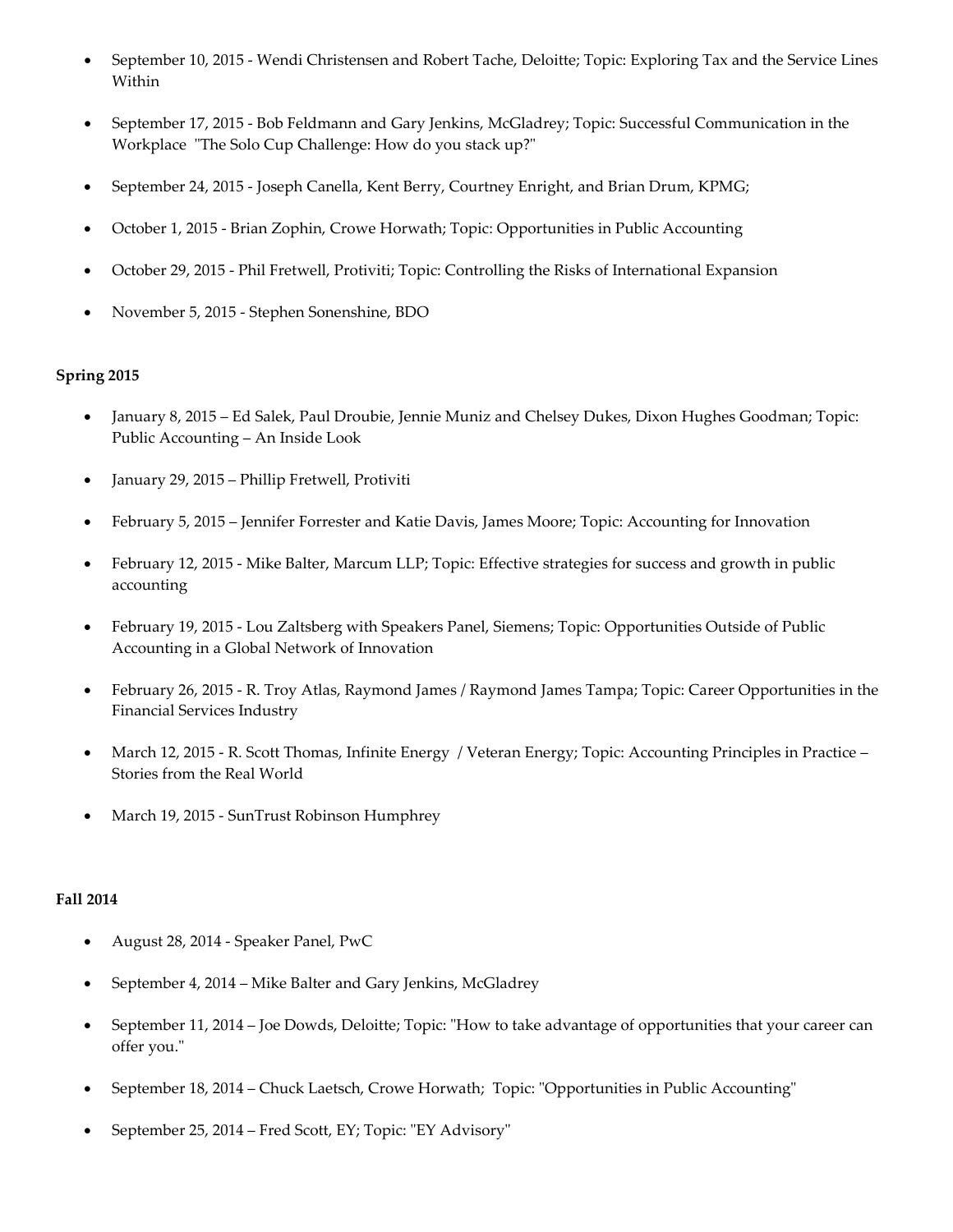- September 10, 2015 - Wendi Christensen and Robert Tache, Deloitte; Topic: Exploring Tax and the Service Lines Within
- September 17, 2015 - Bob Feldmann and Gary Jenkins, McGladrey; Topic: Successful Communication in the Workplace "The Solo Cup Challenge: How do you stack up?"
- September 24, 2015 - Joseph Canella, Kent Berry, Courtney Enright, and Brian Drum, KPMG;
- October 1, 2015 - Brian Zophin, Crowe Horwath; Topic: Opportunities in Public Accounting
- October 29, 2015 - Phil Fretwell, Protiviti; Topic: Controlling the Risks of International Expansion
- November 5, 2015 - Stephen Sonenshine, BDO

**Spring 2015**

- January 8, 2015 – Ed Salek, Paul Droubie, Jennie Muniz and Chelsey Dukes, Dixon Hughes Goodman; Topic: Public Accounting – An Inside Look
- January 29, 2015 – Phillip Fretwell, Protiviti
- February 5, 2015 – Jennifer Forrester and Katie Davis, James Moore; Topic: Accounting for Innovation
- February 12, 2015 - Mike Balter, Marcum LLP; Topic: Effective strategies for success and growth in public accounting
- February 19, 2015 - Lou Zaltsberg with Speakers Panel, Siemens; Topic: Opportunities Outside of Public Accounting in a Global Network of Innovation
- February 26, 2015 - R. Troy Atlas, Raymond James / Raymond James Tampa; Topic: Career Opportunities in the Financial Services Industry
- March 12, 2015 - R. Scott Thomas, Infinite Energy / Veteran Energy; Topic: Accounting Principles in Practice – Stories from the Real World
- March 19, 2015 - SunTrust Robinson Humphrey

**Fall 2014**

- August 28, 2014 - Speaker Panel, PwC
- September 4, 2014 – Mike Balter and Gary Jenkins, McGladrey
- September 11, 2014 – Joe Dowds, Deloitte; Topic: "How to take advantage of opportunities that your career can offer you."
- September 18, 2014 – Chuck Laetsch, Crowe Horwath; Topic: "Opportunities in Public Accounting"
- September 25, 2014 – Fred Scott, EY; Topic: "EY Advisory"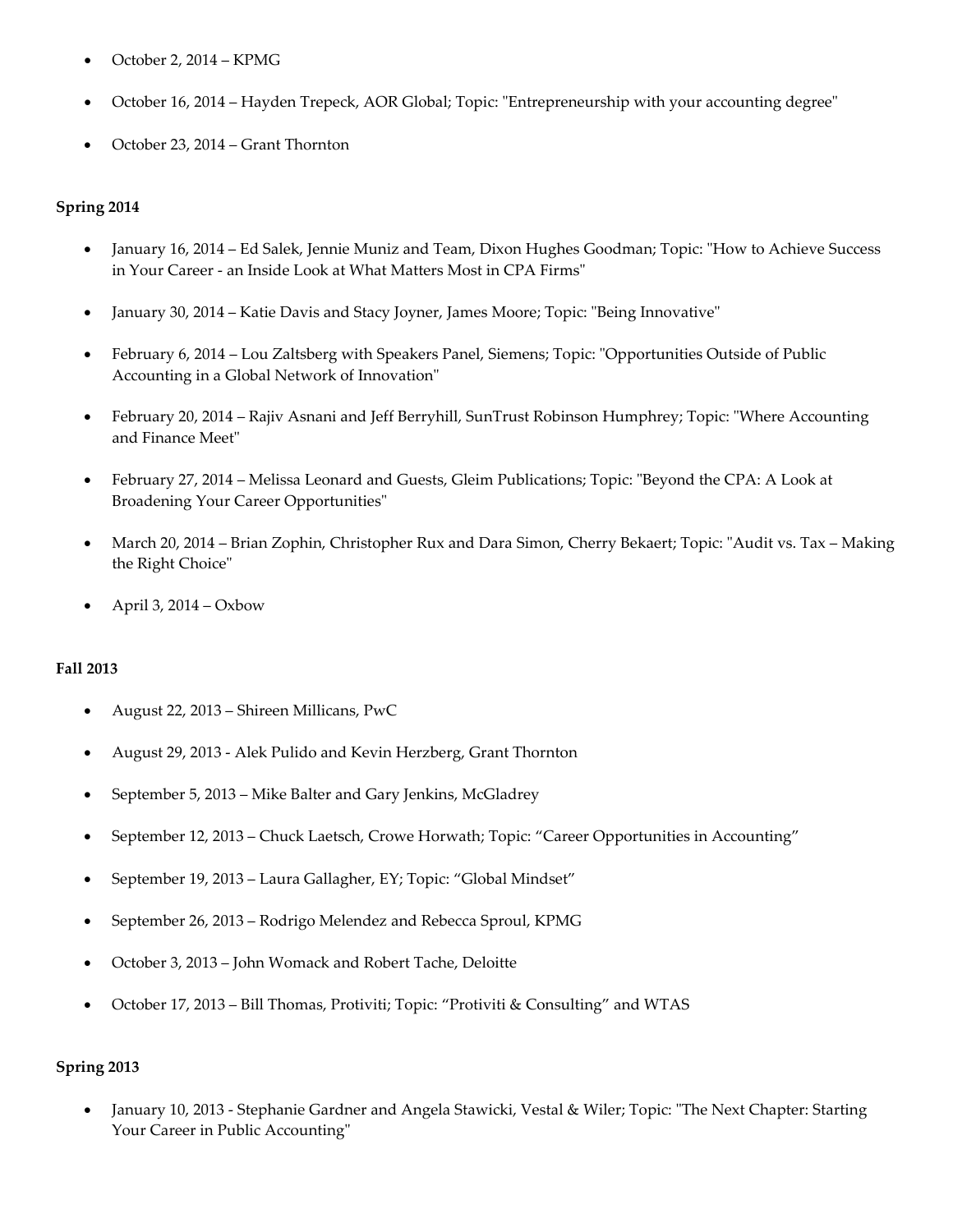- October 2, 2014 – KPMG
- October 16, 2014 – Hayden Trepeck, AOR Global; Topic: "Entrepreneurship with your accounting degree"
- October 23, 2014 – Grant Thornton

**Spring 2014**

- January 16, 2014 – Ed Salek, Jennie Muniz and Team, Dixon Hughes Goodman; Topic: "How to Achieve Success in Your Career - an Inside Look at What Matters Most in CPA Firms"
- January 30, 2014 – Katie Davis and Stacy Joyner, James Moore; Topic: "Being Innovative"
- February 6, 2014 – Lou Zaltsberg with Speakers Panel, Siemens; Topic: "Opportunities Outside of Public Accounting in a Global Network of Innovation"
- February 20, 2014 – Rajiv Asnani and Jeff Berryhill, SunTrust Robinson Humphrey; Topic: "Where Accounting and Finance Meet"
- February 27, 2014 – Melissa Leonard and Guests, Gleim Publications; Topic: "Beyond the CPA: A Look at Broadening Your Career Opportunities"
- March 20, 2014 – Brian Zophin, Christopher Rux and Dara Simon, Cherry Bekaert; Topic: "Audit vs. Tax – Making the Right Choice"
- April 3, 2014 – Oxbow

**Fall 2013**

- August 22, 2013 – Shireen Millicans, PwC
- August 29, 2013 - Alek Pulido and Kevin Herzberg, Grant Thornton
- September 5, 2013 – Mike Balter and Gary Jenkins, McGladrey
- September 12, 2013 – Chuck Laetsch, Crowe Horwath; Topic: "Career Opportunities in Accounting"
- September 19, 2013 – Laura Gallagher, EY; Topic: "Global Mindset"
- September 26, 2013 – Rodrigo Melendez and Rebecca Sproul, KPMG
- October 3, 2013 – John Womack and Robert Tache, Deloitte
- October 17, 2013 – Bill Thomas, Protiviti; Topic: "Protiviti & Consulting" and WTAS

**Spring 2013**

- January 10, 2013 - Stephanie Gardner and Angela Stawicki, Vestal & Wiler; Topic: "The Next Chapter: Starting Your Career in Public Accounting"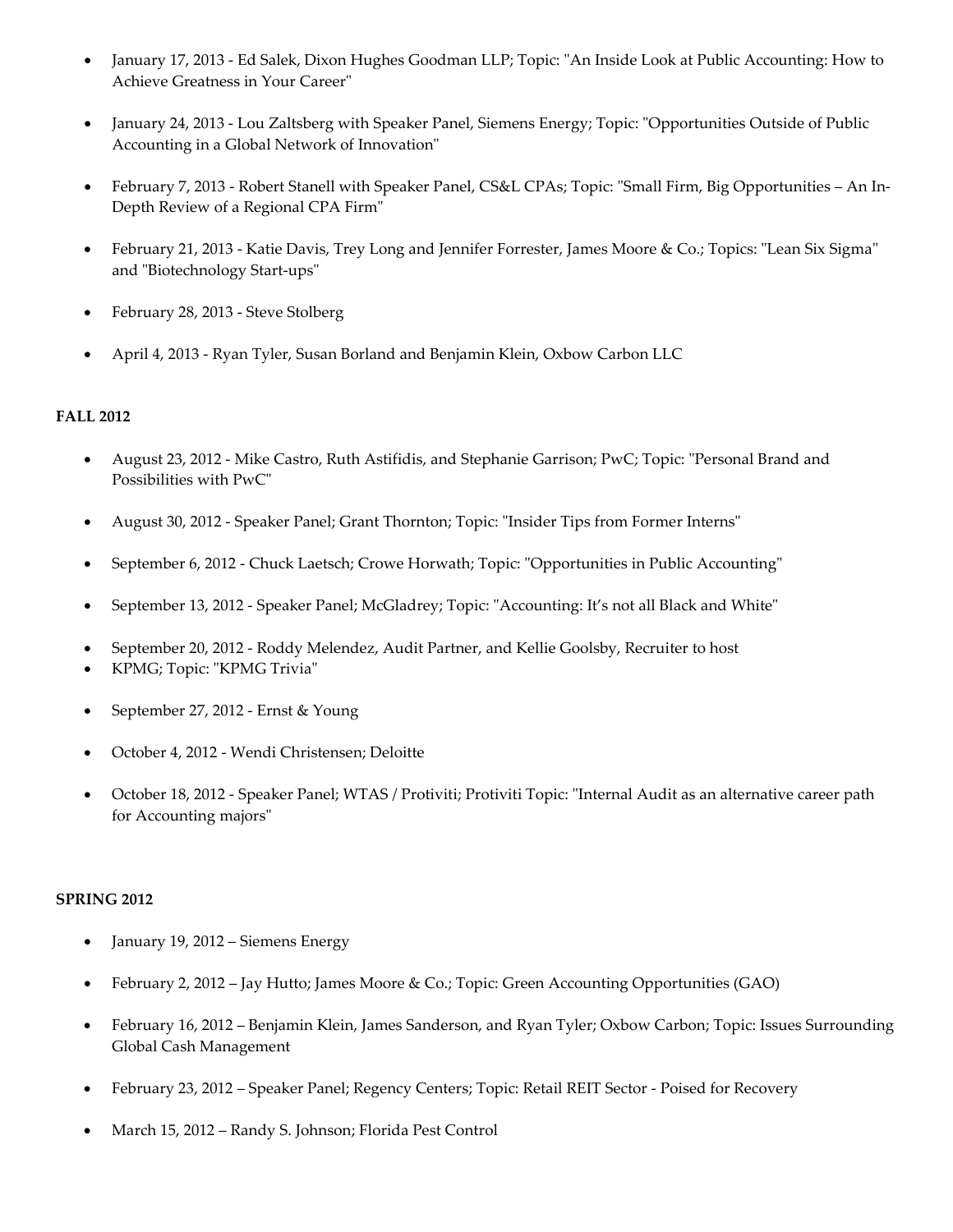- January 17, 2013 - Ed Salek, Dixon Hughes Goodman LLP; Topic: "An Inside Look at Public Accounting: How to Achieve Greatness in Your Career"

- January 24, 2013 - Lou Zaltsberg with Speaker Panel, Siemens Energy; Topic: "Opportunities Outside of Public Accounting in a Global Network of Innovation"

- February 7, 2013 - Robert Stanell with Speaker Panel, CS&L CPAs; Topic: "Small Firm, Big Opportunities – An In-Depth Review of a Regional CPA Firm"

- February 21, 2013 - Katie Davis, Trey Long and Jennifer Forrester, James Moore & Co.; Topics: "Lean Six Sigma" and "Biotechnology Start-ups"

- February 28, 2013 - Steve Stolberg

- April 4, 2013 - Ryan Tyler, Susan Borland and Benjamin Klein, Oxbow Carbon LLC

**FALL 2012**

- August 23, 2012 - Mike Castro, Ruth Astifidis, and Stephanie Garrison; PwC; Topic: "Personal Brand and Possibilities with PwC"

- August 30, 2012 - Speaker Panel; Grant Thornton; Topic: "Insider Tips from Former Interns"

- September 6, 2012 - Chuck Laetsch; Crowe Horwath; Topic: "Opportunities in Public Accounting"

- September 13, 2012 - Speaker Panel; McGladrey; Topic: "Accounting: It's not all Black and White"

- September 20, 2012 - Roddy Melendez, Audit Partner, and Kellie Goolsby, Recruiter to host
- KPMG; Topic: "KPMG Trivia"

- September 27, 2012 - Ernst & Young

- October 4, 2012 - Wendi Christensen; Deloitte

- October 18, 2012 - Speaker Panel; WTAS / Protiviti; Protiviti Topic: "Internal Audit as an alternative career path for Accounting majors"

**SPRING 2012**

- January 19, 2012 – Siemens Energy

- February 2, 2012 – Jay Hutto; James Moore & Co.; Topic: Green Accounting Opportunities (GAO)

- February 16, 2012 – Benjamin Klein, James Sanderson, and Ryan Tyler; Oxbow Carbon; Topic: Issues Surrounding Global Cash Management

- February 23, 2012 – Speaker Panel; Regency Centers; Topic: Retail REIT Sector - Poised for Recovery

- March 15, 2012 – Randy S. Johnson; Florida Pest Control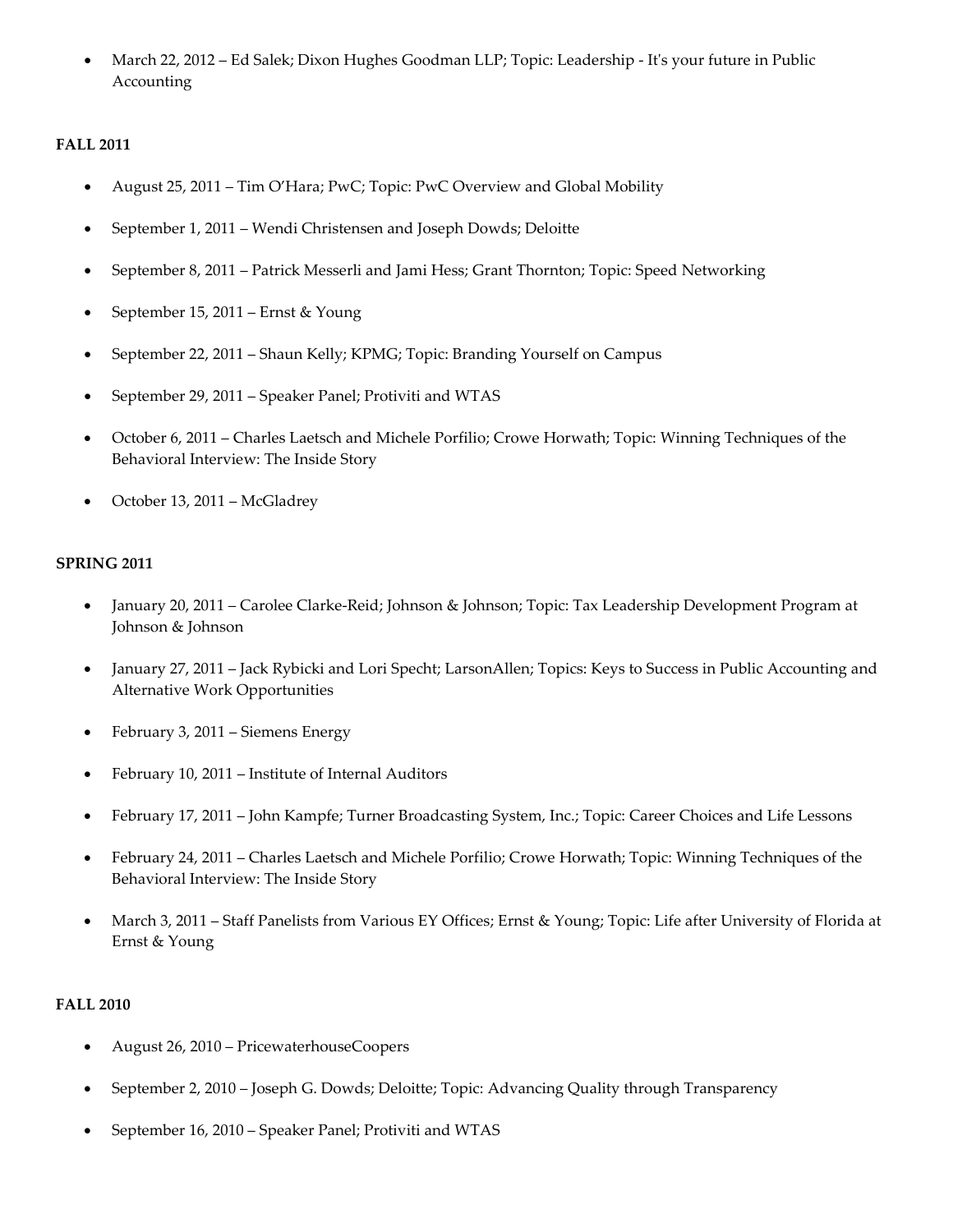- March 22, 2012 – Ed Salek; Dixon Hughes Goodman LLP; Topic: Leadership - It's your future in Public Accounting

**FALL 2011**

- August 25, 2011 – Tim O'Hara; PwC; Topic: PwC Overview and Global Mobility
- September 1, 2011 – Wendi Christensen and Joseph Dowds; Deloitte
- September 8, 2011 – Patrick Messerli and Jami Hess; Grant Thornton; Topic: Speed Networking
- September 15, 2011 – Ernst & Young
- September 22, 2011 – Shaun Kelly; KPMG; Topic: Branding Yourself on Campus
- September 29, 2011 – Speaker Panel; Protiviti and WTAS
- October 6, 2011 – Charles Laetsch and Michele Porfilio; Crowe Horwath; Topic: Winning Techniques of the Behavioral Interview: The Inside Story
- October 13, 2011 – McGladrey

**SPRING 2011**

- January 20, 2011 – Carolee Clarke-Reid; Johnson & Johnson; Topic: Tax Leadership Development Program at Johnson & Johnson
- January 27, 2011 – Jack Rybicki and Lori Specht; LarsonAllen; Topics: Keys to Success in Public Accounting and Alternative Work Opportunities
- February 3, 2011 – Siemens Energy
- February 10, 2011 – Institute of Internal Auditors
- February 17, 2011 – John Kampfe; Turner Broadcasting System, Inc.; Topic: Career Choices and Life Lessons
- February 24, 2011 – Charles Laetsch and Michele Porfilio; Crowe Horwath; Topic: Winning Techniques of the Behavioral Interview: The Inside Story
- March 3, 2011 – Staff Panelists from Various EY Offices; Ernst & Young; Topic: Life after University of Florida at Ernst & Young

**FALL 2010**

- August 26, 2010 – PricewaterhouseCoopers
- September 2, 2010 – Joseph G. Dowds; Deloitte; Topic: Advancing Quality through Transparency
- September 16, 2010 – Speaker Panel; Protiviti and WTAS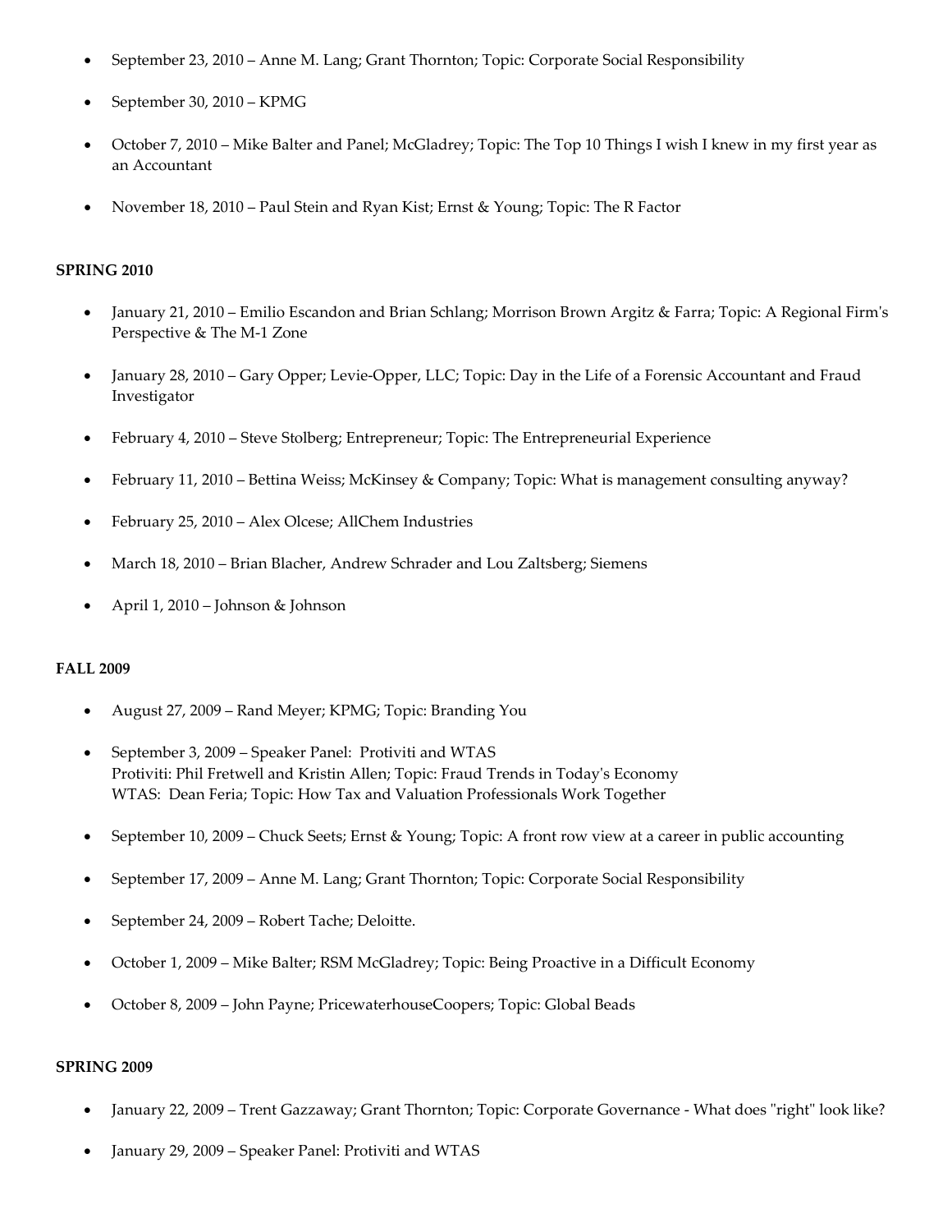- September 23, 2010 – Anne M. Lang; Grant Thornton; Topic: Corporate Social Responsibility
- September 30, 2010 – KPMG
- October 7, 2010 – Mike Balter and Panel; McGladrey; Topic: The Top 10 Things I wish I knew in my first year as an Accountant
- November 18, 2010 – Paul Stein and Ryan Kist; Ernst & Young; Topic: The R Factor

**SPRING 2010**

- January 21, 2010 – Emilio Escandon and Brian Schlang; Morrison Brown Argitz & Farra; Topic: A Regional Firm's Perspective & The M-1 Zone
- January 28, 2010 – Gary Opper; Levie-Opper, LLC; Topic: Day in the Life of a Forensic Accountant and Fraud Investigator
- February 4, 2010 – Steve Stolberg; Entrepreneur; Topic: The Entrepreneurial Experience
- February 11, 2010 – Bettina Weiss; McKinsey & Company; Topic: What is management consulting anyway?
- February 25, 2010 – Alex Olcese; AllChem Industries
- March 18, 2010 – Brian Blacher, Andrew Schrader and Lou Zaltsberg; Siemens
- April 1, 2010 – Johnson & Johnson

**FALL 2009**

- August 27, 2009 – Rand Meyer; KPMG; Topic: Branding You
- September 3, 2009 – Speaker Panel: Protiviti and WTAS
  Protiviti: Phil Fretwell and Kristin Allen; Topic: Fraud Trends in Today's Economy
  WTAS: Dean Feria; Topic: How Tax and Valuation Professionals Work Together
- September 10, 2009 – Chuck Seets; Ernst & Young; Topic: A front row view at a career in public accounting
- September 17, 2009 – Anne M. Lang; Grant Thornton; Topic: Corporate Social Responsibility
- September 24, 2009 – Robert Tache; Deloitte.
- October 1, 2009 – Mike Balter; RSM McGladrey; Topic: Being Proactive in a Difficult Economy
- October 8, 2009 – John Payne; PricewaterhouseCoopers; Topic: Global Beads

**SPRING 2009**

- January 22, 2009 – Trent Gazzaway; Grant Thornton; Topic: Corporate Governance - What does "right" look like?
- January 29, 2009 – Speaker Panel: Protiviti and WTAS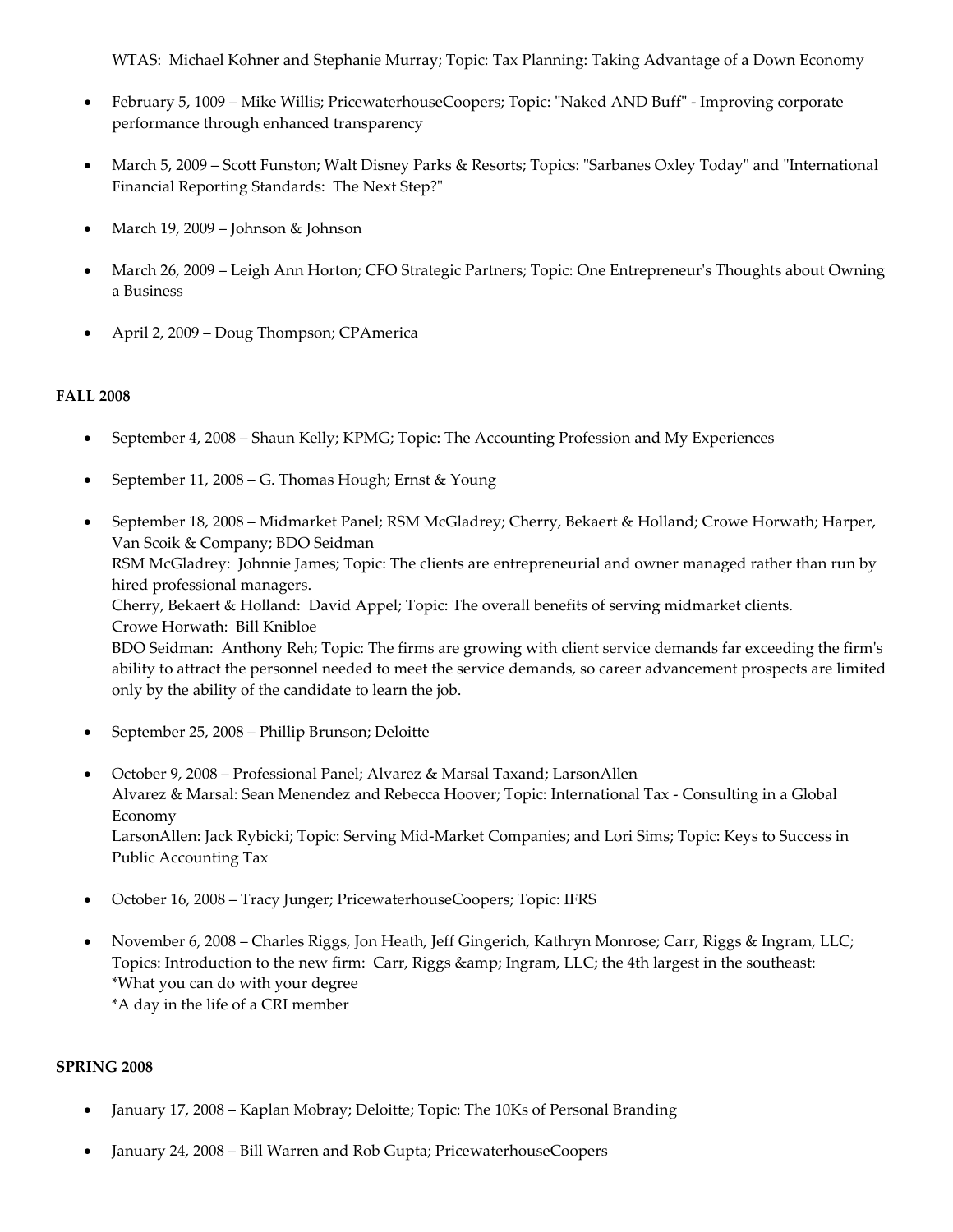WTAS: Michael Kohner and Stephanie Murray; Topic: Tax Planning: Taking Advantage of a Down Economy

- February 5, 1009 – Mike Willis; PricewaterhouseCoopers; Topic: "Naked AND Buff" - Improving corporate performance through enhanced transparency

- March 5, 2009 – Scott Funston; Walt Disney Parks & Resorts; Topics: "Sarbanes Oxley Today" and "International Financial Reporting Standards: The Next Step?"

- March 19, 2009 – Johnson & Johnson

- March 26, 2009 – Leigh Ann Horton; CFO Strategic Partners; Topic: One Entrepreneur's Thoughts about Owning a Business

- April 2, 2009 – Doug Thompson; CPAmerica

**FALL 2008**

- September 4, 2008 – Shaun Kelly; KPMG; Topic: The Accounting Profession and My Experiences

- September 11, 2008 – G. Thomas Hough; Ernst & Young

- September 18, 2008 – Midmarket Panel; RSM McGladrey; Cherry, Bekaert & Holland; Crowe Horwath; Harper, Van Scoik & Company; BDO Seidman
  RSM McGladrey: Johnnie James; Topic: The clients are entrepreneurial and owner managed rather than run by hired professional managers.
  Cherry, Bekaert & Holland: David Appel; Topic: The overall benefits of serving midmarket clients.
  Crowe Horwath: Bill Knibloe
  BDO Seidman: Anthony Reh; Topic: The firms are growing with client service demands far exceeding the firm's ability to attract the personnel needed to meet the service demands, so career advancement prospects are limited only by the ability of the candidate to learn the job.

- September 25, 2008 – Phillip Brunson; Deloitte

- October 9, 2008 – Professional Panel; Alvarez & Marsal Taxand; LarsonAllen
  Alvarez & Marsal: Sean Menendez and Rebecca Hoover; Topic: International Tax - Consulting in a Global Economy
  LarsonAllen: Jack Rybicki; Topic: Serving Mid-Market Companies; and Lori Sims; Topic: Keys to Success in Public Accounting Tax

- October 16, 2008 – Tracy Junger; PricewaterhouseCoopers; Topic: IFRS

- November 6, 2008 – Charles Riggs, Jon Heath, Jeff Gingerich, Kathryn Monrose; Carr, Riggs & Ingram, LLC; Topics: Introduction to the new firm: Carr, Riggs &amp; Ingram, LLC; the 4th largest in the southeast:
  *What you can do with your degree
  *A day in the life of a CRI member

**SPRING 2008**

- January 17, 2008 – Kaplan Mobray; Deloitte; Topic: The 10Ks of Personal Branding

- January 24, 2008 – Bill Warren and Rob Gupta; PricewaterhouseCoopers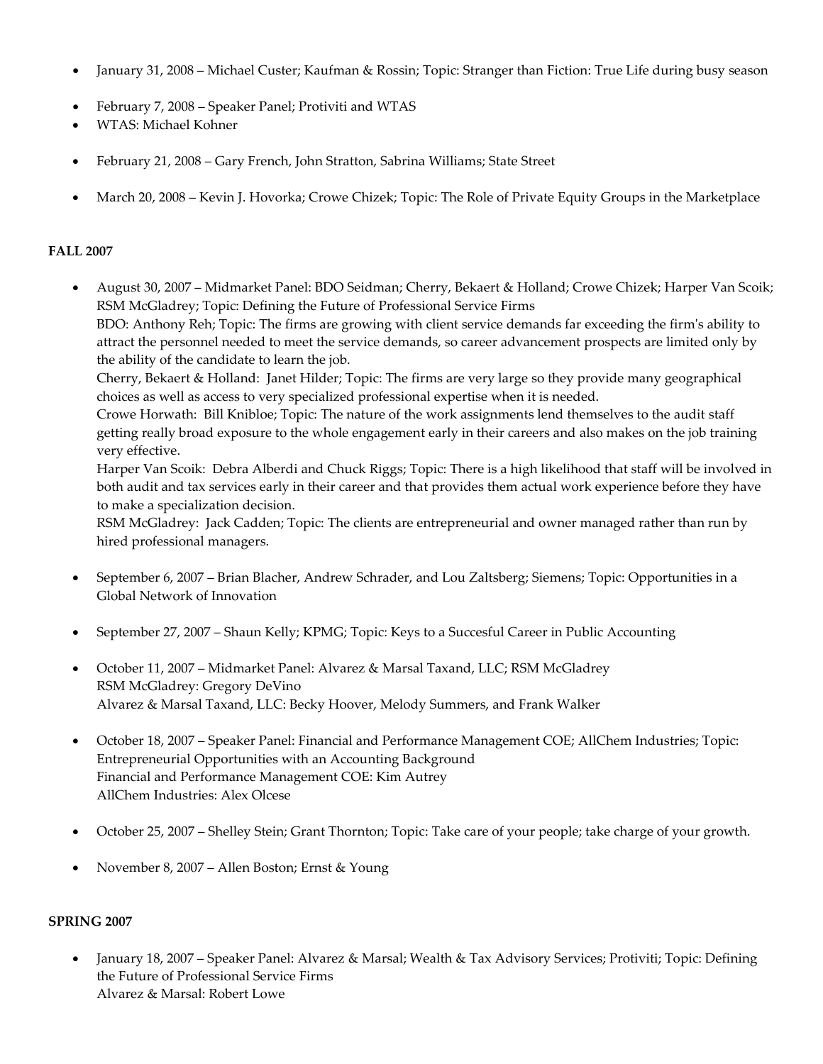- January 31, 2008 – Michael Custer; Kaufman & Rossin; Topic: Stranger than Fiction: True Life during busy season

- February 7, 2008 – Speaker Panel; Protiviti and WTAS
- WTAS: Michael Kohner

- February 21, 2008 – Gary French, John Stratton, Sabrina Williams; State Street

- March 20, 2008 – Kevin J. Hovorka; Crowe Chizek; Topic: The Role of Private Equity Groups in the Marketplace

**FALL 2007**

- August 30, 2007 – Midmarket Panel: BDO Seidman; Cherry, Bekaert & Holland; Crowe Chizek; Harper Van Scoik; RSM McGladrey; Topic: Defining the Future of Professional Service Firms
  BDO: Anthony Reh; Topic: The firms are growing with client service demands far exceeding the firm's ability to attract the personnel needed to meet the service demands, so career advancement prospects are limited only by the ability of the candidate to learn the job.
  Cherry, Bekaert & Holland: Janet Hilder; Topic: The firms are very large so they provide many geographical choices as well as access to very specialized professional expertise when it is needed.
  Crowe Horwath: Bill Knibloe; Topic: The nature of the work assignments lend themselves to the audit staff getting really broad exposure to the whole engagement early in their careers and also makes on the job training very effective.
  Harper Van Scoik: Debra Alberdi and Chuck Riggs; Topic: There is a high likelihood that staff will be involved in both audit and tax services early in their career and that provides them actual work experience before they have to make a specialization decision.
  RSM McGladrey: Jack Cadden; Topic: The clients are entrepreneurial and owner managed rather than run by hired professional managers.

- September 6, 2007 – Brian Blacher, Andrew Schrader, and Lou Zaltsberg; Siemens; Topic: Opportunities in a Global Network of Innovation

- September 27, 2007 – Shaun Kelly; KPMG; Topic: Keys to a Succesful Career in Public Accounting

- October 11, 2007 – Midmarket Panel: Alvarez & Marsal Taxand, LLC; RSM McGladrey
  RSM McGladrey: Gregory DeVino
  Alvarez & Marsal Taxand, LLC: Becky Hoover, Melody Summers, and Frank Walker

- October 18, 2007 – Speaker Panel: Financial and Performance Management COE; AllChem Industries; Topic: Entrepreneurial Opportunities with an Accounting Background
  Financial and Performance Management COE: Kim Autrey
  AllChem Industries: Alex Olcese

- October 25, 2007 – Shelley Stein; Grant Thornton; Topic: Take care of your people; take charge of your growth.

- November 8, 2007 – Allen Boston; Ernst & Young

**SPRING 2007**

- January 18, 2007 – Speaker Panel: Alvarez & Marsal; Wealth & Tax Advisory Services; Protiviti; Topic: Defining the Future of Professional Service Firms
  Alvarez & Marsal: Robert Lowe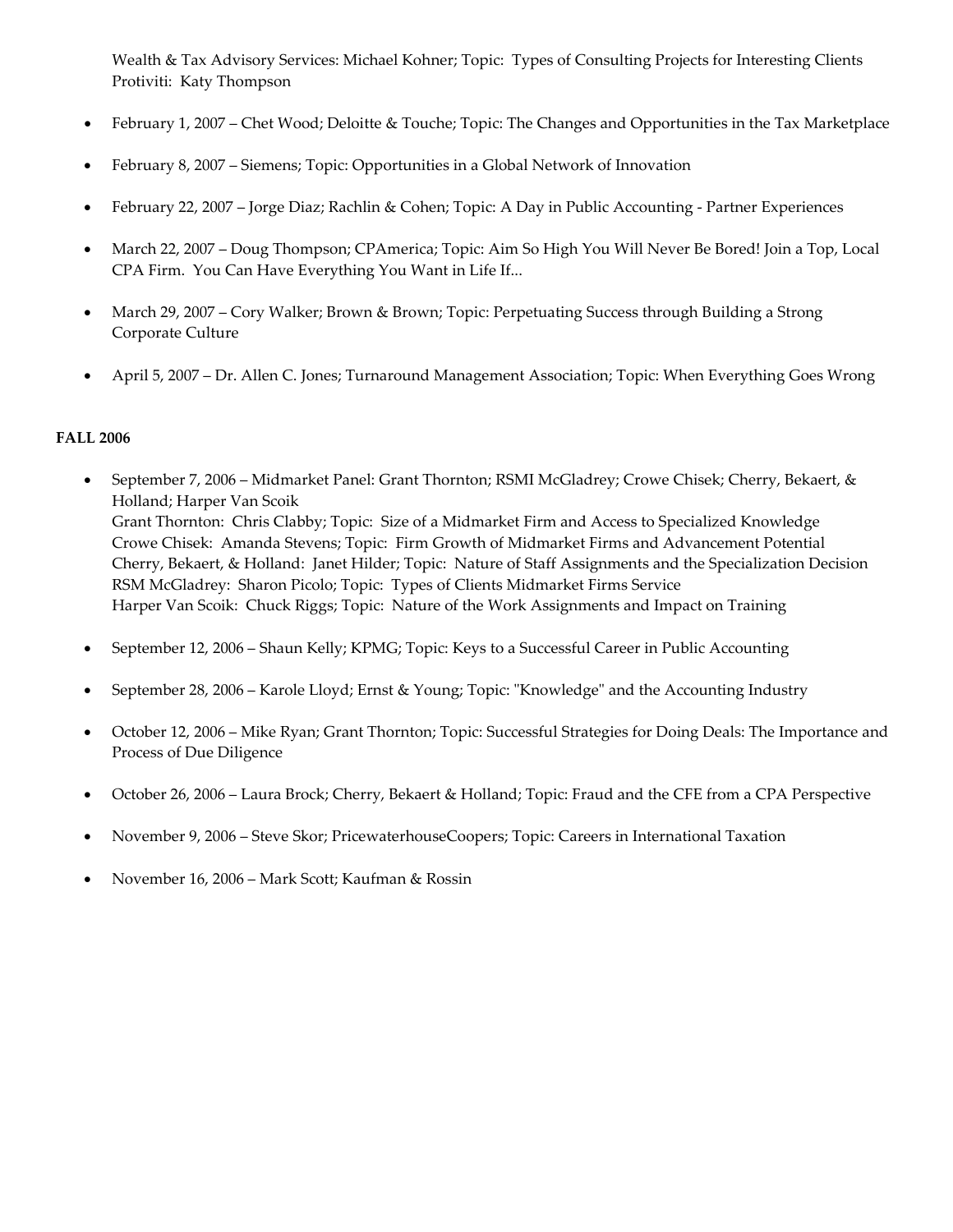Wealth & Tax Advisory Services: Michael Kohner; Topic: Types of Consulting Projects for Interesting Clients
Protiviti: Katy Thompson

- February 1, 2007 – Chet Wood; Deloitte & Touche; Topic: The Changes and Opportunities in the Tax Marketplace

- February 8, 2007 – Siemens; Topic: Opportunities in a Global Network of Innovation

- February 22, 2007 – Jorge Diaz; Rachlin & Cohen; Topic: A Day in Public Accounting - Partner Experiences

- March 22, 2007 – Doug Thompson; CPAmerica; Topic: Aim So High You Will Never Be Bored! Join a Top, Local CPA Firm. You Can Have Everything You Want in Life If...

- March 29, 2007 – Cory Walker; Brown & Brown; Topic: Perpetuating Success through Building a Strong Corporate Culture

- April 5, 2007 – Dr. Allen C. Jones; Turnaround Management Association; Topic: When Everything Goes Wrong

**FALL 2006**

- September 7, 2006 – Midmarket Panel: Grant Thornton; RSMI McGladrey; Crowe Chisek; Cherry, Bekaert, & Holland; Harper Van Scoik
  Grant Thornton: Chris Clabby; Topic: Size of a Midmarket Firm and Access to Specialized Knowledge
  Crowe Chisek: Amanda Stevens; Topic: Firm Growth of Midmarket Firms and Advancement Potential
  Cherry, Bekaert, & Holland: Janet Hilder; Topic: Nature of Staff Assignments and the Specialization Decision
  RSM McGladrey: Sharon Picolo; Topic: Types of Clients Midmarket Firms Service
  Harper Van Scoik: Chuck Riggs; Topic: Nature of the Work Assignments and Impact on Training

- September 12, 2006 – Shaun Kelly; KPMG; Topic: Keys to a Successful Career in Public Accounting

- September 28, 2006 – Karole Lloyd; Ernst & Young; Topic: "Knowledge" and the Accounting Industry

- October 12, 2006 – Mike Ryan; Grant Thornton; Topic: Successful Strategies for Doing Deals: The Importance and Process of Due Diligence

- October 26, 2006 – Laura Brock; Cherry, Bekaert & Holland; Topic: Fraud and the CFE from a CPA Perspective

- November 9, 2006 – Steve Skor; PricewaterhouseCoopers; Topic: Careers in International Taxation

- November 16, 2006 – Mark Scott; Kaufman & Rossin